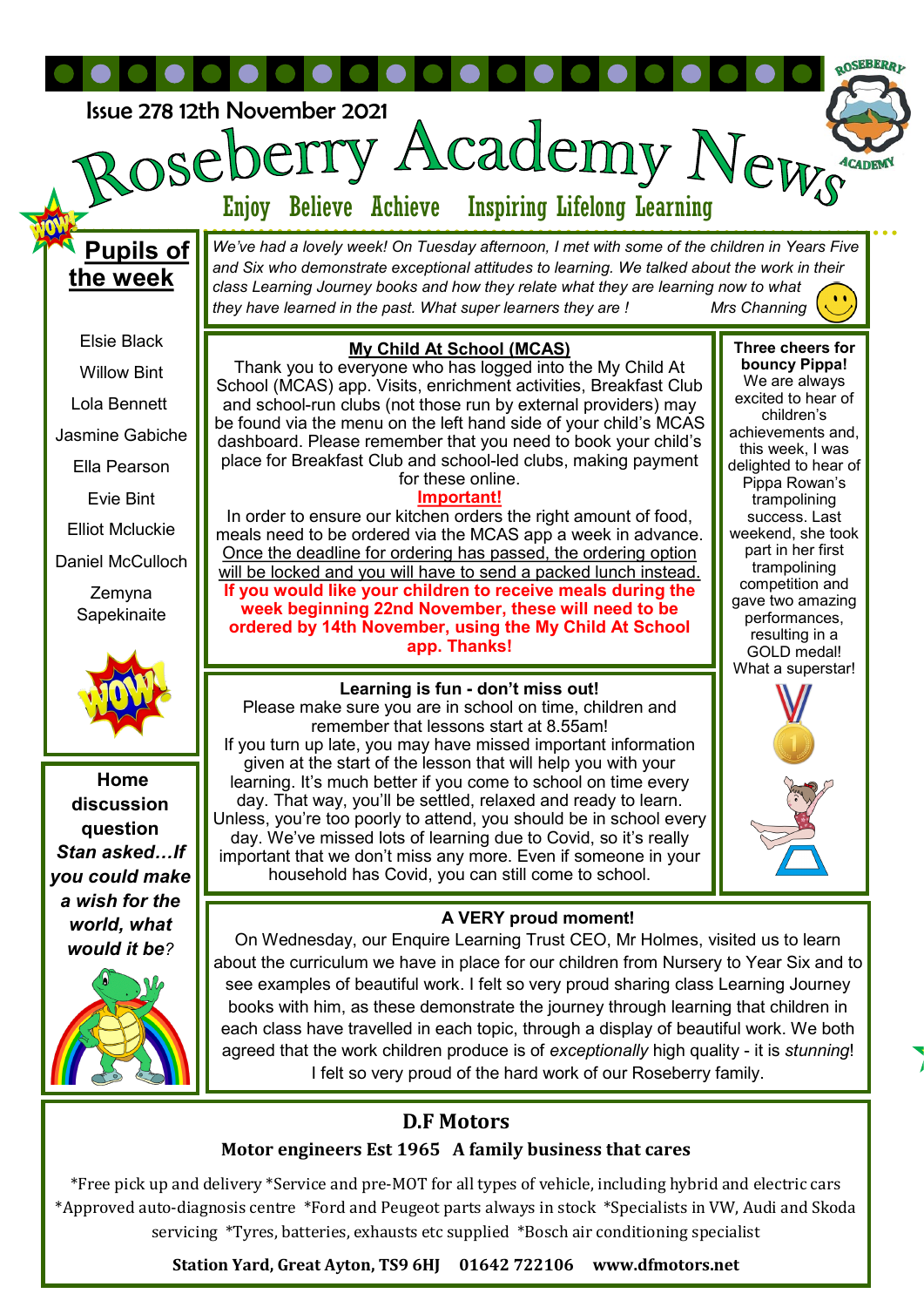Issue 278 12th November 2021

# Roseberry Academy News

Enjoy Believe Achieve Inspiring Lifelong Learning

*We've had a lovely week! On Tuesday afternoon, I met with some of the children in Years Five and Six who demonstrate exceptional attitudes to learning. We talked about the work in their class Learning Journey books and how they relate what they are learning now to what they have learned in the past. What super learners they are !* *Mrs Channing*

## Pupils of the week

Elsie Black
Willow Bint
Lola Bennett
Jasmine Gabiche
Ella Pearson
Evie Bint
Elliot Mcluckie
Daniel McCulloch
Zemyna Sapekinaite

## My Child At School (MCAS)

Thank you to everyone who has logged into the My Child At School (MCAS) app. Visits, enrichment activities, Breakfast Club and school-run clubs (not those run by external providers) may be found via the menu on the left hand side of your child's MCAS dashboard. Please remember that you need to book your child's place for Breakfast Club and school-led clubs, making payment for these online.

**Important!**

In order to ensure our kitchen orders the right amount of food, meals need to be ordered via the MCAS app a week in advance. Once the deadline for ordering has passed, the ordering option will be locked and you will have to send a packed lunch instead. **If you would like your children to receive meals during the week beginning 22nd November, these will need to be ordered by 14th November, using the My Child At School app. Thanks!**

## Three cheers for bouncy Pippa!

We are always excited to hear of children's achievements and, this week, I was delighted to hear of Pippa Rowan's trampolining success. Last weekend, she took part in her first trampolining competition and gave two amazing performances, resulting in a GOLD medal! What a superstar!

## Learning is fun - don't miss out!

Please make sure you are in school on time, children and remember that lessons start at 8.55am!
If you turn up late, you may have missed important information given at the start of the lesson that will help you with your learning. It's much better if you come to school on time every day. That way, you'll be settled, relaxed and ready to learn. Unless, you're too poorly to attend, you should be in school every day. We've missed lots of learning due to Covid, so it's really important that we don't miss any more. Even if someone in your household has Covid, you can still come to school.

## Home discussion question

***Stan asked…If you could make a wish for the world, what would it be?***

## A VERY proud moment!

On Wednesday, our Enquire Learning Trust CEO, Mr Holmes, visited us to learn about the curriculum we have in place for our children from Nursery to Year Six and to see examples of beautiful work. I felt so very proud sharing class Learning Journey books with him, as these demonstrate the journey through learning that children in each class have travelled in each topic, through a display of beautiful work. We both agreed that the work children produce is of *exceptionally* high quality - it is *stunning*! I felt so very proud of the hard work of our Roseberry family.

## D.F Motors

**Motor engineers Est 1965 A family business that cares**

*Free pick up and delivery *Service and pre-MOT for all types of vehicle, including hybrid and electric cars *Approved auto-diagnosis centre *Ford and Peugeot parts always in stock *Specialists in VW, Audi and Skoda servicing *Tyres, batteries, exhausts etc supplied *Bosch air conditioning specialist

**Station Yard, Great Ayton, TS9 6HJ 01642 722106 www.dfmotors.net**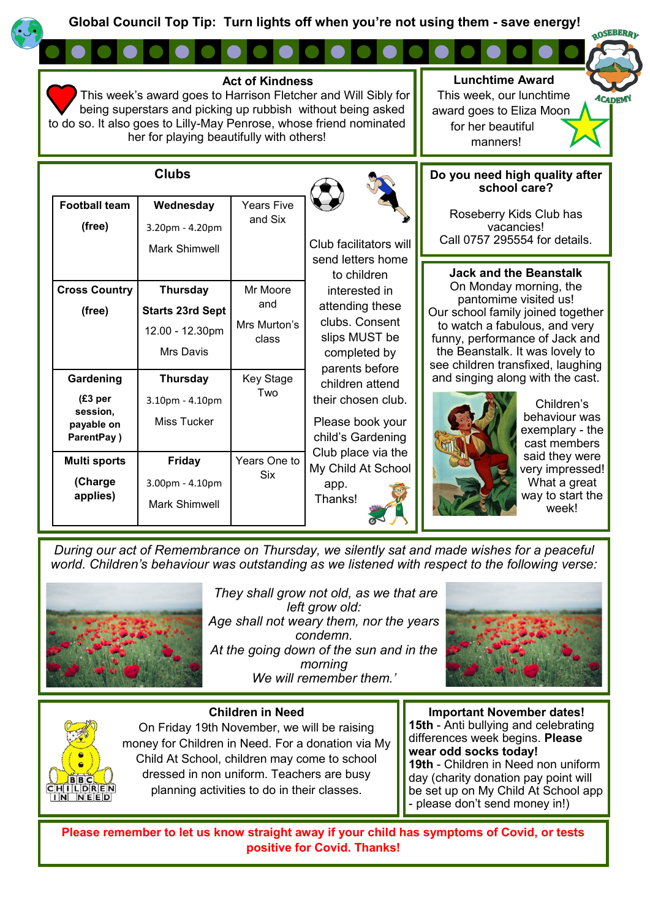**Global Council Top Tip: Turn lights off when you're not using them - save energy!**

### Act of Kindness

This week's award goes to Harrison Fletcher and Will Sibly for being superstars and picking up rubbish without being asked to do so. It also goes to Lilly-May Penrose, whose friend nominated her for playing beautifully with others!

### Lunchtime Award

This week, our lunchtime award goes to Eliza Moon for her beautiful manners!

### Clubs

| | | |
|---|---|---|
| **Football team** (free) | **Wednesday** 3.20pm - 4.20pm Mark Shimwell | Years Five and Six |
| **Cross Country** (free) | **Thursday Starts 23rd Sept** 12.00 - 12.30pm Mrs Davis | Mr Moore and Mrs Murton's class |
| **Gardening** (£3 per session, payable on ParentPay ) | **Thursday** 3.10pm - 4.10pm Miss Tucker | Key Stage Two |
| **Multi sports** (Charge applies) | **Friday** 3.00pm - 4.10pm Mark Shimwell | Years One to Six |

Club facilitators will send letters home to children interested in attending these clubs. Consent slips MUST be completed by parents before children attend their chosen club.

Please book your child's Gardening Club place via the My Child At School app. Thanks!

### Do you need high quality after school care?

Roseberry Kids Club has vacancies!
Call 0757 295554 for details.

### Jack and the Beanstalk

On Monday morning, the pantomime visited us! Our school family joined together to watch a fabulous, and very funny, performance of Jack and the Beanstalk. It was lovely to see children transfixed, laughing and singing along with the cast.

Children's behaviour was exemplary - the cast members said they were very impressed! What a great way to start the week!

*During our act of Remembrance on Thursday, we silently sat and made wishes for a peaceful world. Children's behaviour was outstanding as we listened with respect to the following verse:*

*They shall grow not old, as we that are left grow old:*
*Age shall not weary them, nor the years condemn.*
*At the going down of the sun and in the morning*
*We will remember them.'*

### Children in Need

On Friday 19th November, we will be raising money for Children in Need. For a donation via My Child At School, children may come to school dressed in non uniform. Teachers are busy planning activities to do in their classes.

### Important November dates!

**15th** - Anti bullying and celebrating differences week begins. **Please wear odd socks today!**

**19th** - Children in Need non uniform day (charity donation pay point will be set up on My Child At School app - please don't send money in!)

**Please remember to let us know straight away if your child has symptoms of Covid, or tests positive for Covid. Thanks!**